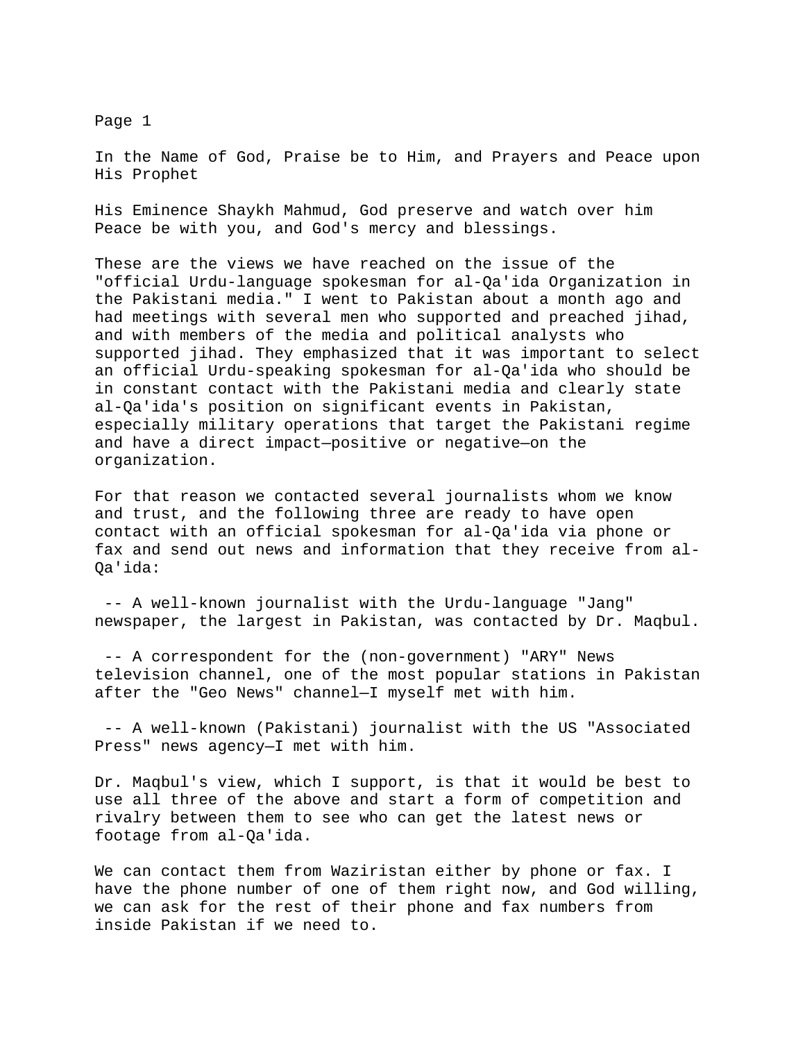In the Name of God, Praise be to Him, and Prayers and Peace upon His Prophet

His Eminence Shaykh Mahmud, God preserve and watch over him
Peace be with you, and God's mercy and blessings.

These are the views we have reached on the issue of the "official Urdu-language spokesman for al-Qa'ida Organization in the Pakistani media." I went to Pakistan about a month ago and had meetings with several men who supported and preached jihad, and with members of the media and political analysts who supported jihad. They emphasized that it was important to select an official Urdu-speaking spokesman for al-Qa'ida who should be in constant contact with the Pakistani media and clearly state al-Qa'ida's position on significant events in Pakistan, especially military operations that target the Pakistani regime and have a direct impact—positive or negative—on the organization.

For that reason we contacted several journalists whom we know and trust, and the following three are ready to have open contact with an official spokesman for al-Qa'ida via phone or fax and send out news and information that they receive from al-Qa'ida:

- A well-known journalist with the Urdu-language "Jang" newspaper, the largest in Pakistan, was contacted by Dr. Maqbul.

- A correspondent for the (non-government) "ARY" News television channel, one of the most popular stations in Pakistan after the "Geo News" channel—I myself met with him.

- A well-known (Pakistani) journalist with the US "Associated Press" news agency—I met with him.

Dr. Maqbul's view, which I support, is that it would be best to use all three of the above and start a form of competition and rivalry between them to see who can get the latest news or footage from al-Qa'ida.

We can contact them from Waziristan either by phone or fax. I have the phone number of one of them right now, and God willing, we can ask for the rest of their phone and fax numbers from inside Pakistan if we need to.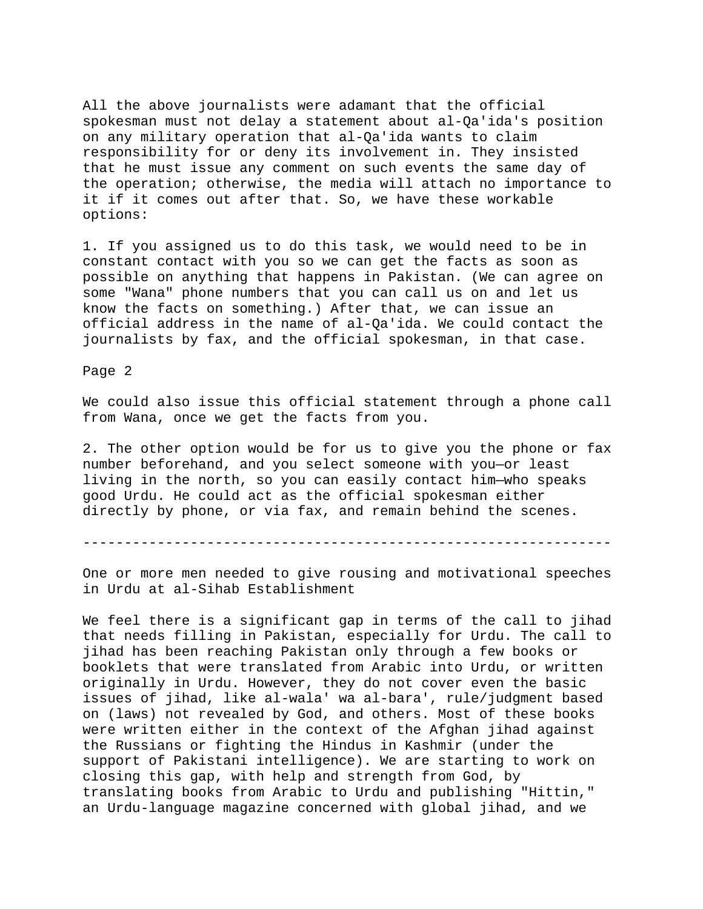All the above journalists were adamant that the official spokesman must not delay a statement about al-Qa'ida's position on any military operation that al-Qa'ida wants to claim responsibility for or deny its involvement in. They insisted that he must issue any comment on such events the same day of the operation; otherwise, the media will attach no importance to it if it comes out after that. So, we have these workable options:

1. If you assigned us to do this task, we would need to be in constant contact with you so we can get the facts as soon as possible on anything that happens in Pakistan. (We can agree on some "Wana" phone numbers that you can call us on and let us know the facts on something.) After that, we can issue an official address in the name of al-Qa'ida. We could contact the journalists by fax, and the official spokesman, in that case.

Page 2

We could also issue this official statement through a phone call from Wana, once we get the facts from you.

2. The other option would be for us to give you the phone or fax number beforehand, and you select someone with you—or least living in the north, so you can easily contact him—who speaks good Urdu. He could act as the official spokesman either directly by phone, or via fax, and remain behind the scenes.

---

One or more men needed to give rousing and motivational speeches in Urdu at al-Sihab Establishment

We feel there is a significant gap in terms of the call to jihad that needs filling in Pakistan, especially for Urdu. The call to jihad has been reaching Pakistan only through a few books or booklets that were translated from Arabic into Urdu, or written originally in Urdu. However, they do not cover even the basic issues of jihad, like al-wala' wa al-bara', rule/judgment based on (laws) not revealed by God, and others. Most of these books were written either in the context of the Afghan jihad against the Russians or fighting the Hindus in Kashmir (under the support of Pakistani intelligence). We are starting to work on closing this gap, with help and strength from God, by translating books from Arabic to Urdu and publishing "Hittin," an Urdu-language magazine concerned with global jihad, and we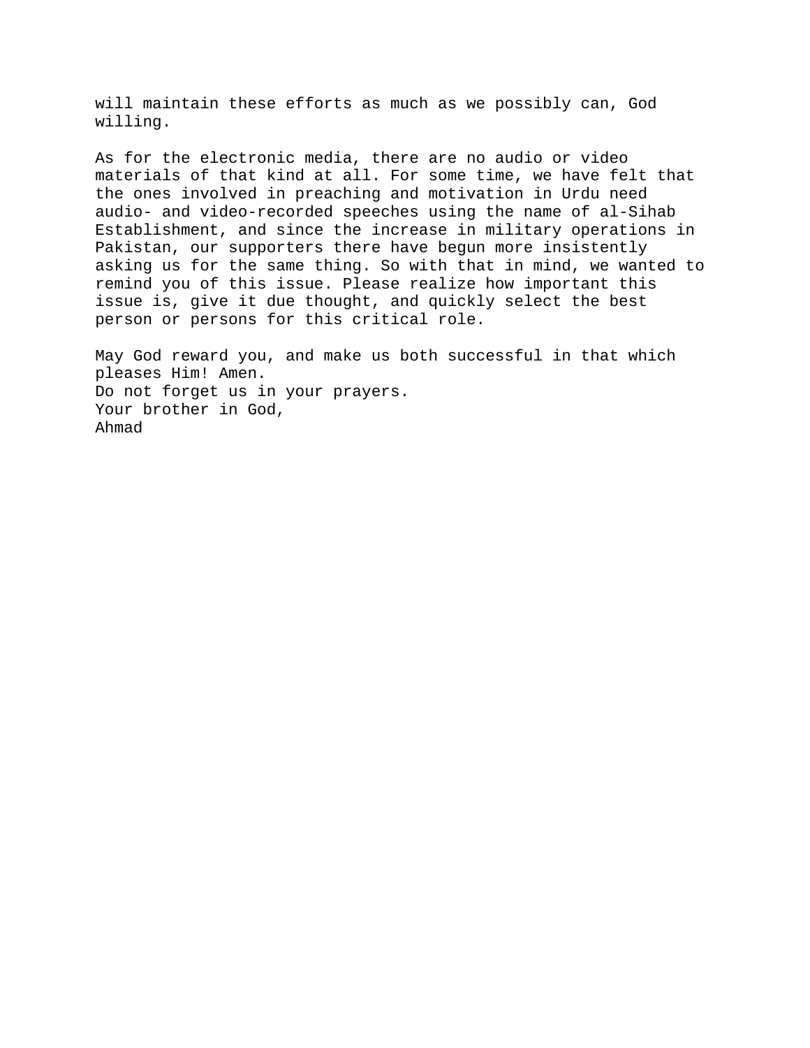will maintain these efforts as much as we possibly can, God willing.

As for the electronic media, there are no audio or video materials of that kind at all. For some time, we have felt that the ones involved in preaching and motivation in Urdu need audio- and video-recorded speeches using the name of al-Sihab Establishment, and since the increase in military operations in Pakistan, our supporters there have begun more insistently asking us for the same thing. So with that in mind, we wanted to remind you of this issue. Please realize how important this issue is, give it due thought, and quickly select the best person or persons for this critical role.

May God reward you, and make us both successful in that which pleases Him! Amen.
Do not forget us in your prayers.
Your brother in God,
Ahmad